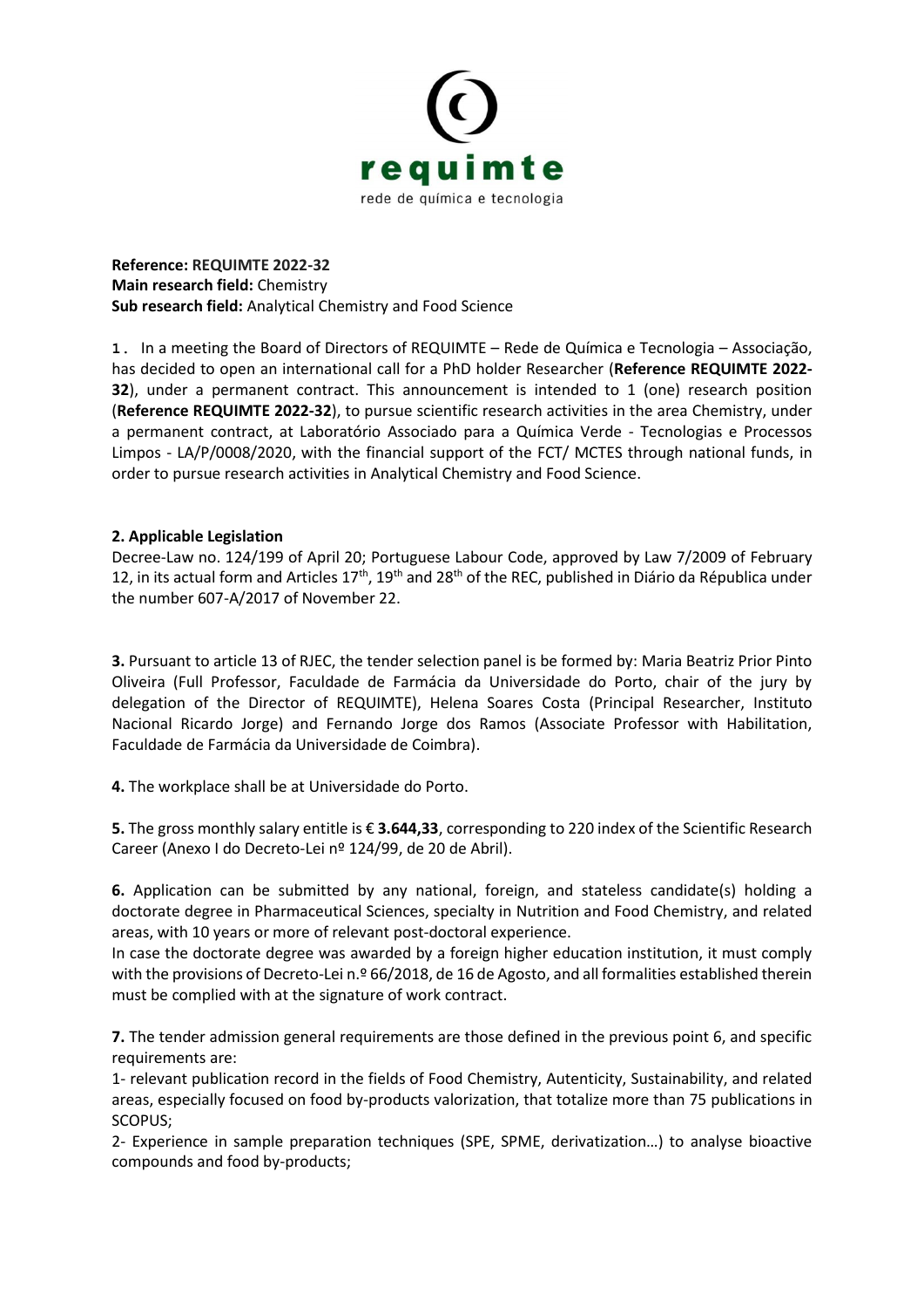**Reference: REQUIMTE 2022-32**
**Main research field:** Chemistry
**Sub research field:** Analytical Chemistry and Food Science

**1**. In a meeting the Board of Directors of REQUIMTE – Rede de Química e Tecnologia – Associação, has decided to open an international call for a PhD holder Researcher (**Reference REQUIMTE 2022-32**), under a permanent contract. This announcement is intended to 1 (one) research position (**Reference REQUIMTE 2022-32**), to pursue scientific research activities in the area Chemistry, under a permanent contract, at Laboratório Associado para a Química Verde - Tecnologias e Processos Limpos - LA/P/0008/2020, with the financial support of the FCT/ MCTES through national funds, in order to pursue research activities in Analytical Chemistry and Food Science.

**2. Applicable Legislation**

Decree-Law no. 124/199 of April 20; Portuguese Labour Code, approved by Law 7/2009 of February 12, in its actual form and Articles 17th, 19th and 28th of the REC, published in Diário da Républica under the number 607-A/2017 of November 22.

**3.** Pursuant to article 13 of RJEC, the tender selection panel is be formed by: Maria Beatriz Prior Pinto Oliveira (Full Professor, Faculdade de Farmácia da Universidade do Porto, chair of the jury by delegation of the Director of REQUIMTE), Helena Soares Costa (Principal Researcher, Instituto Nacional Ricardo Jorge) and Fernando Jorge dos Ramos (Associate Professor with Habilitation, Faculdade de Farmácia da Universidade de Coimbra).

**4.** The workplace shall be at Universidade do Porto.

**5.** The gross monthly salary entitle is € **3.644,33**, corresponding to 220 index of the Scientific Research Career (Anexo I do Decreto-Lei nº 124/99, de 20 de Abril).

**6.** Application can be submitted by any national, foreign, and stateless candidate(s) holding a doctorate degree in Pharmaceutical Sciences, specialty in Nutrition and Food Chemistry, and related areas, with 10 years or more of relevant post-doctoral experience.

In case the doctorate degree was awarded by a foreign higher education institution, it must comply with the provisions of Decreto-Lei n.º 66/2018, de 16 de Agosto, and all formalities established therein must be complied with at the signature of work contract.

**7.** The tender admission general requirements are those defined in the previous point 6, and specific requirements are:

1- relevant publication record in the fields of Food Chemistry, Autenticity, Sustainability, and related areas, especially focused on food by-products valorization, that totalize more than 75 publications in SCOPUS;

2- Experience in sample preparation techniques (SPE, SPME, derivatization…) to analyse bioactive compounds and food by-products;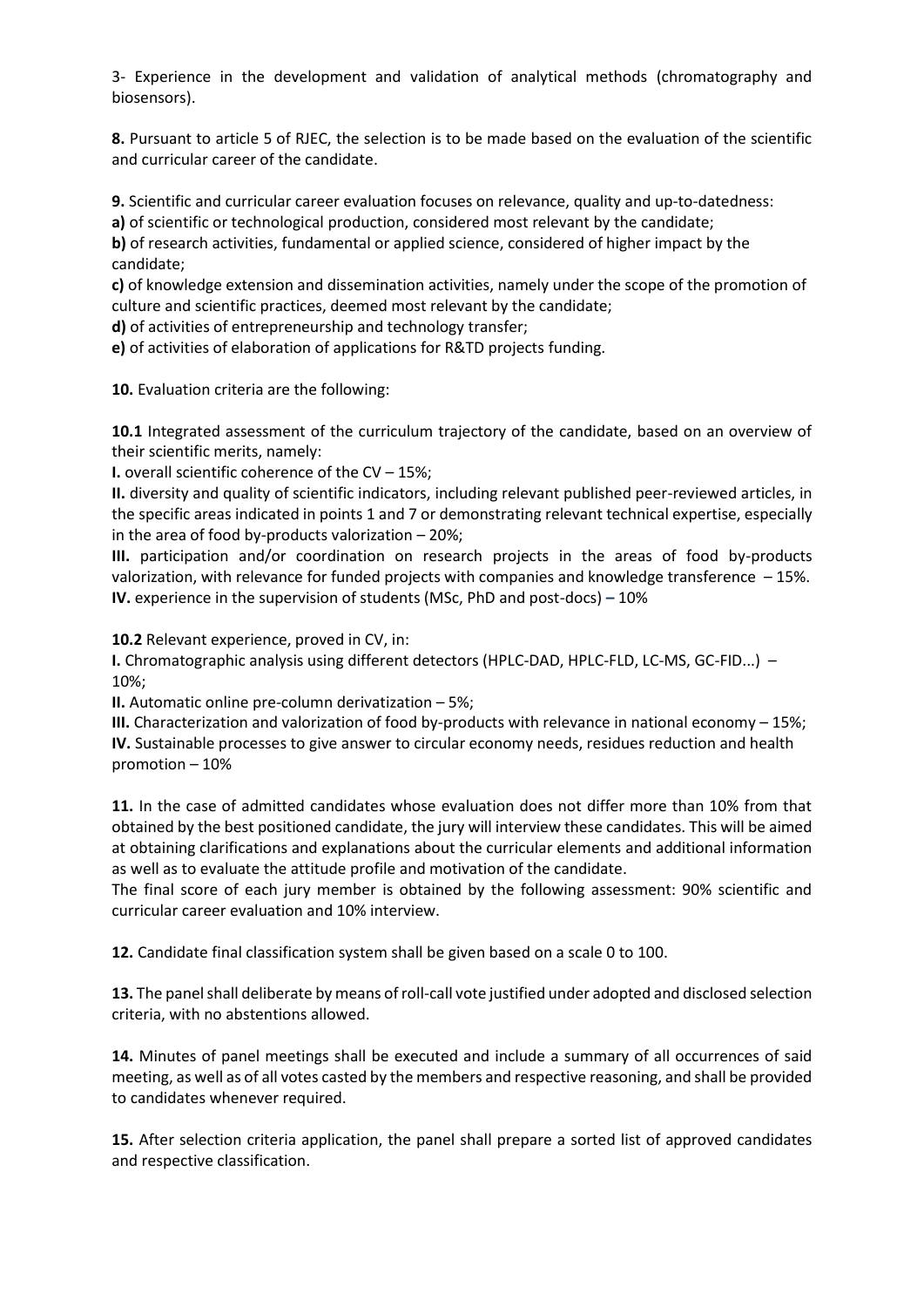3- Experience in the development and validation of analytical methods (chromatography and biosensors).

**8.** Pursuant to article 5 of RJEC, the selection is to be made based on the evaluation of the scientific and curricular career of the candidate.

**9.** Scientific and curricular career evaluation focuses on relevance, quality and up-to-datedness:

**a)** of scientific or technological production, considered most relevant by the candidate;

**b)** of research activities, fundamental or applied science, considered of higher impact by the candidate;

**c)** of knowledge extension and dissemination activities, namely under the scope of the promotion of culture and scientific practices, deemed most relevant by the candidate;

**d)** of activities of entrepreneurship and technology transfer;

**e)** of activities of elaboration of applications for R&TD projects funding.

**10.** Evaluation criteria are the following:

**10.1** Integrated assessment of the curriculum trajectory of the candidate, based on an overview of their scientific merits, namely:

**I.** overall scientific coherence of the CV – 15%;

**II.** diversity and quality of scientific indicators, including relevant published peer-reviewed articles, in the specific areas indicated in points 1 and 7 or demonstrating relevant technical expertise, especially in the area of food by-products valorization – 20%;

**III.** participation and/or coordination on research projects in the areas of food by-products valorization, with relevance for funded projects with companies and knowledge transference – 15%.

**IV.** experience in the supervision of students (MSc, PhD and post-docs) – 10%

**10.2** Relevant experience, proved in CV, in:

**I.** Chromatographic analysis using different detectors (HPLC-DAD, HPLC-FLD, LC-MS, GC-FID...) – 10%;

**II.** Automatic online pre-column derivatization – 5%;

**III.** Characterization and valorization of food by-products with relevance in national economy – 15%;

**IV.** Sustainable processes to give answer to circular economy needs, residues reduction and health promotion – 10%

**11.** In the case of admitted candidates whose evaluation does not differ more than 10% from that obtained by the best positioned candidate, the jury will interview these candidates. This will be aimed at obtaining clarifications and explanations about the curricular elements and additional information as well as to evaluate the attitude profile and motivation of the candidate.

The final score of each jury member is obtained by the following assessment: 90% scientific and curricular career evaluation and 10% interview.

**12.** Candidate final classification system shall be given based on a scale 0 to 100.

**13.** The panel shall deliberate by means of roll-call vote justified under adopted and disclosed selection criteria, with no abstentions allowed.

**14.** Minutes of panel meetings shall be executed and include a summary of all occurrences of said meeting, as well as of all votes casted by the members and respective reasoning, and shall be provided to candidates whenever required.

**15.** After selection criteria application, the panel shall prepare a sorted list of approved candidates and respective classification.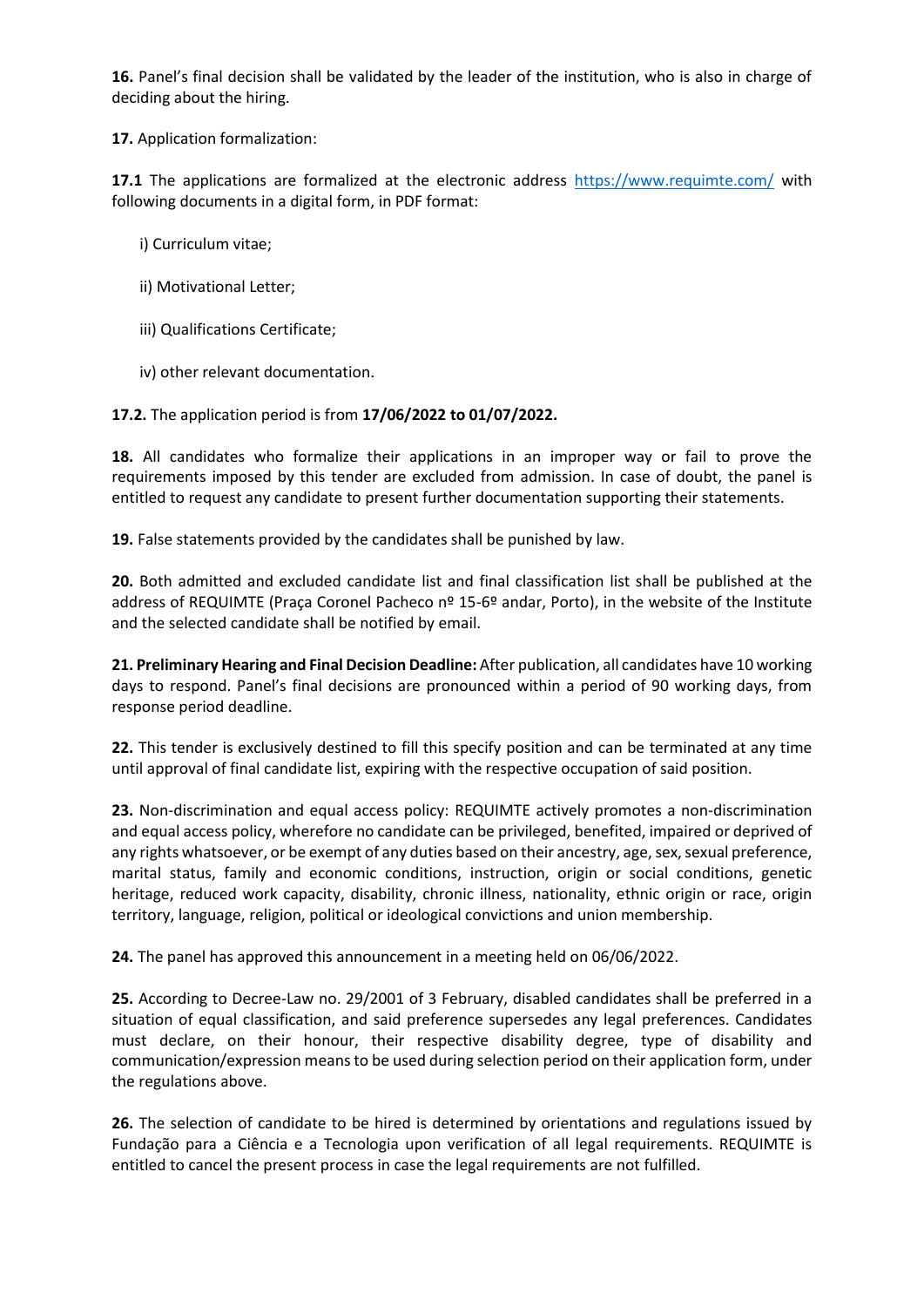**16.** Panel's final decision shall be validated by the leader of the institution, who is also in charge of deciding about the hiring.

**17.** Application formalization:

**17.1** The applications are formalized at the electronic address https://www.requimte.com/ with following documents in a digital form, in PDF format:

i) Curriculum vitae;

ii) Motivational Letter;

iii) Qualifications Certificate;

iv) other relevant documentation.

**17.2.** The application period is from **17/06/2022 to 01/07/2022.**

**18.** All candidates who formalize their applications in an improper way or fail to prove the requirements imposed by this tender are excluded from admission. In case of doubt, the panel is entitled to request any candidate to present further documentation supporting their statements.

**19.** False statements provided by the candidates shall be punished by law.

**20.** Both admitted and excluded candidate list and final classification list shall be published at the address of REQUIMTE (Praça Coronel Pacheco nº 15-6º andar, Porto), in the website of the Institute and the selected candidate shall be notified by email.

**21. Preliminary Hearing and Final Decision Deadline:** After publication, all candidates have 10 working days to respond. Panel's final decisions are pronounced within a period of 90 working days, from response period deadline.

**22.** This tender is exclusively destined to fill this specify position and can be terminated at any time until approval of final candidate list, expiring with the respective occupation of said position.

**23.** Non-discrimination and equal access policy: REQUIMTE actively promotes a non-discrimination and equal access policy, wherefore no candidate can be privileged, benefited, impaired or deprived of any rights whatsoever, or be exempt of any duties based on their ancestry, age, sex, sexual preference, marital status, family and economic conditions, instruction, origin or social conditions, genetic heritage, reduced work capacity, disability, chronic illness, nationality, ethnic origin or race, origin territory, language, religion, political or ideological convictions and union membership.

**24.** The panel has approved this announcement in a meeting held on 06/06/2022.

**25.** According to Decree-Law no. 29/2001 of 3 February, disabled candidates shall be preferred in a situation of equal classification, and said preference supersedes any legal preferences. Candidates must declare, on their honour, their respective disability degree, type of disability and communication/expression means to be used during selection period on their application form, under the regulations above.

**26.** The selection of candidate to be hired is determined by orientations and regulations issued by Fundação para a Ciência e a Tecnologia upon verification of all legal requirements. REQUIMTE is entitled to cancel the present process in case the legal requirements are not fulfilled.